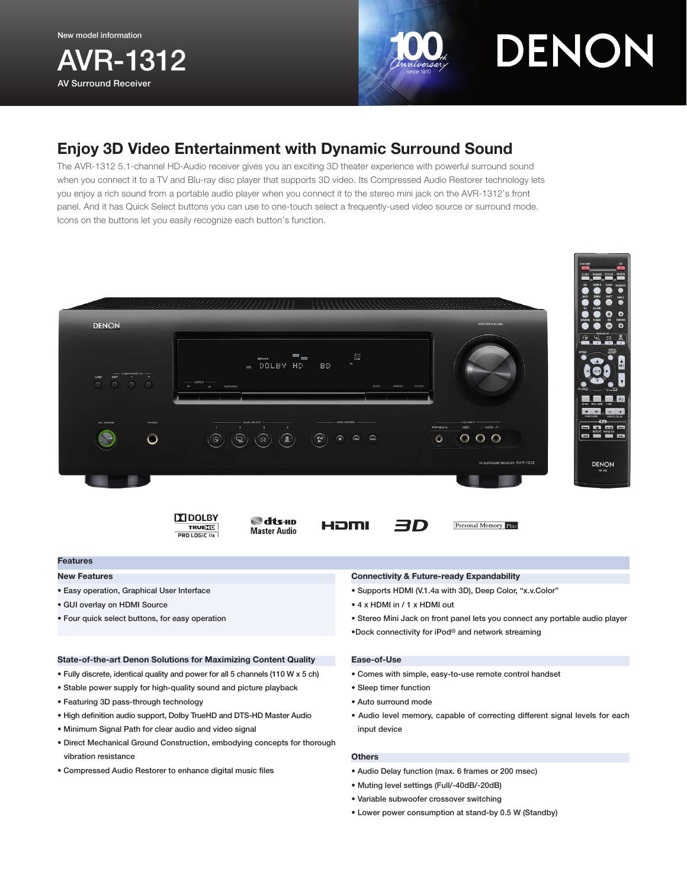New model information

# AVR-1312

AV Surround Receiver

## Enjoy 3D Video Entertainment with Dynamic Surround Sound

The AVR-1312 5.1-channel HD-Audio receiver gives you an exciting 3D theater experience with powerful surround sound when you connect it to a TV and Blu-ray disc player that supports 3D video. Its Compressed Audio Restorer technology lets you enjoy a rich sound from a portable audio player when you connect it to the stereo mini jack on the AVR-1312's front panel. And it has Quick Select buttons you can use to one-touch select a frequently-used video source or surround mode. Icons on the buttons let you easily recognize each button's function.

## Features

### New Features

- Easy operation, Graphical User Interface
- GUI overlay on HDMI Source
- Four quick select buttons, for easy operation

### State-of-the-art Denon Solutions for Maximizing Content Quality

- Fully discrete, identical quality and power for all 5 channels (110 W x 5 ch)
- Stable power supply for high-quality sound and picture playback
- Featuring 3D pass-through technology
- High definition audio support, Dolby TrueHD and DTS-HD Master Audio
- Minimum Signal Path for clear audio and video signal
- Direct Mechanical Ground Construction, embodying concepts for thorough vibration resistance
- Compressed Audio Restorer to enhance digital music files

### Connectivity & Future-ready Expandability

- Supports HDMI (V.1.4a with 3D), Deep Color, "x.v.Color"
- 4 x HDMI in / 1 x HDMI out
- Stereo Mini Jack on front panel lets you connect any portable audio player
- Dock connectivity for iPod® and network streaming

### Ease-of-Use

- Comes with simple, easy-to-use remote control handset
- Sleep timer function
- Auto surround mode
- Audio level memory, capable of correcting different signal levels for each input device

### Others

- Audio Delay function (max. 6 frames or 200 msec)
- Muting level settings (Full/-40dB/-20dB)
- Variable subwoofer crossover switching
- Lower power consumption at stand-by 0.5 W (Standby)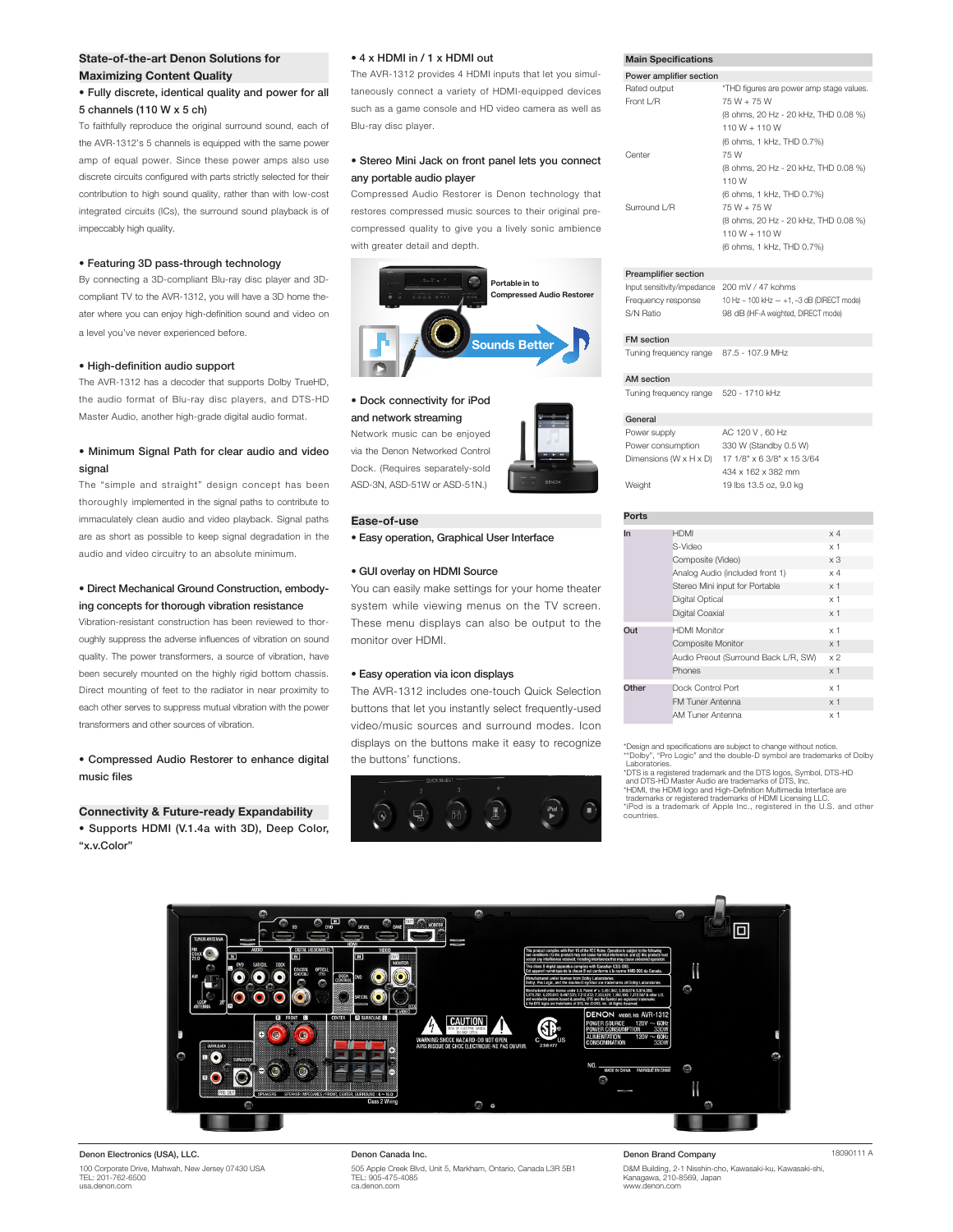## State-of-the-art Denon Solutions for Maximizing Content Quality

**• Fully discrete, identical quality and power for all 5 channels (110 W x 5 ch)**

To faithfully reproduce the original surround sound, each of the AVR-1312's 5 channels is equipped with the same power amp of equal power. Since these power amps also use discrete circuits configured with parts strictly selected for their contribution to high sound quality, rather than with low-cost integrated circuits (ICs), the surround sound playback is of impeccably high quality.

**• Featuring 3D pass-through technology**

By connecting a 3D-compliant Blu-ray disc player and 3D-compliant TV to the AVR-1312, you will have a 3D home theater where you can enjoy high-definition sound and video on a level you've never experienced before.

**• High-definition audio support**

The AVR-1312 has a decoder that supports Dolby TrueHD, the audio format of Blu-ray disc players, and DTS-HD Master Audio, another high-grade digital audio format.

**• Minimum Signal Path for clear audio and video signal**

The "simple and straight" design concept has been thoroughly implemented in the signal paths to contribute to immaculately clean audio and video playback. Signal paths are as short as possible to keep signal degradation in the audio and video circuitry to an absolute minimum.

**• Direct Mechanical Ground Construction, embodying concepts for thorough vibration resistance**

Vibration-resistant construction has been reviewed to thoroughly suppress the adverse influences of vibration on sound quality. The power transformers, a source of vibration, have been securely mounted on the highly rigid bottom chassis. Direct mounting of feet to the radiator in near proximity to each other serves to suppress mutual vibration with the power transformers and other sources of vibration.

**• Compressed Audio Restorer to enhance digital music files**

## Connectivity & Future-ready Expandability

**• Supports HDMI (V.1.4a with 3D), Deep Color, "x.v.Color"**

**• 4 x HDMI in / 1 x HDMI out**

The AVR-1312 provides 4 HDMI inputs that let you simultaneously connect a variety of HDMI-equipped devices such as a game console and HD video camera as well as Blu-ray disc player.

**• Stereo Mini Jack on front panel lets you connect any portable audio player**

Compressed Audio Restorer is Denon technology that restores compressed music sources to their original pre-compressed quality to give you a lively sonic ambience with greater detail and depth.

Portable in to Compressed Audio Restorer

Sounds Better

**• Dock connectivity for iPod and network streaming**

Network music can be enjoyed via the Denon Networked Control Dock. (Requires separately-sold ASD-3N, ASD-51W or ASD-51N.)

## Ease-of-use

**• Easy operation, Graphical User Interface**

**• GUI overlay on HDMI Source**

You can easily make settings for your home theater system while viewing menus on the TV screen. These menu displays can also be output to the monitor over HDMI.

**• Easy operation via icon displays**

The AVR-1312 includes one-touch Quick Selection buttons that let you instantly select frequently-used video/music sources and surround modes. Icon displays on the buttons make it easy to recognize the buttons' functions.

## Main Specifications

| | |
|---|---|
| **Power amplifier section** | |
| Rated output | *THD figures are power amp stage values. |
| Front L/R | 75 W + 75 W (8 ohms, 20 Hz - 20 kHz, THD 0.08 %) 110 W + 110 W (6 ohms, 1 kHz, THD 0.7%) |
| Center | 75 W (8 ohms, 20 Hz - 20 kHz, THD 0.08 %) 110 W (6 ohms, 1 kHz, THD 0.7%) |
| Surround L/R | 75 W + 75 W (8 ohms, 20 Hz - 20 kHz, THD 0.08 %) 110 W + 110 W (6 ohms, 1 kHz, THD 0.7%) |
| **Preamplifier section** | |
| Input sensitivity/impedance | 200 mV / 47 kohms |
| Frequency response | 10 Hz ~ 100 kHz — +1, –3 dB (DIRECT mode) |
| S/N Ratio | 98 dB (IHF-A weighted, DIRECT mode) |
| **FM section** | |
| Tuning frequency range | 87.5 - 107.9 MHz |
| **AM section** | |
| Tuning frequency range | 520 - 1710 kHz |
| **General** | |
| Power supply | AC 120 V , 60 Hz |
| Power consumption | 330 W (Standby 0.5 W) |
| Dimensions (W x H x D) | 17 1/8" x 6 3/8" x 15 3/64 434 x 162 x 382 mm |
| Weight | 19 lbs 13.5 oz, 9.0 kg |

## Ports

| | | |
|---|---|---|
| In | HDMI | x 4 |
| | S-Video | x 1 |
| | Composite (Video) | x 3 |
| | Analog Audio (included front 1) | x 4 |
| | Stereo Mini input for Portable | x 1 |
| | Digital Optical | x 1 |
| | Digital Coaxial | x 1 |
| Out | HDMI Monitor | x 1 |
| | Composite Monitor | x 1 |
| | Audio Preout (Surround Back L/R, SW) | x 2 |
| | Phones | x 1 |
| Other | Dock Control Port | x 1 |
| | FM Tuner Antenna | x 1 |
| | AM Tuner Antenna | x 1 |

*Design and specifications are subject to change without notice.
*"Dolby", "Pro Logic" and the double-D symbol are trademarks of Dolby Laboratories.
*DTS is a registered trademark and the DTS logos, Symbol, DTS-HD and DTS-HD Master Audio are trademarks of DTS, Inc.
*HDMI, the HDMI logo and High-Definition Multimedia Interface are trademarks or registered trademarks of HDMI Licensing LLC.
*iPod is a trademark of Apple Inc., registered in the U.S. and other countries.

**Denon Electronics (USA), LLC.**
100 Corporate Drive, Mahwah, New Jersey 07430 USA
TEL: 201-762-6500
usa.denon.com

**Denon Canada Inc.**
505 Apple Creek Blvd, Unit 5, Markham, Ontario, Canada L3R 5B1
TEL: 905-475-4085
ca.denon.com

**Denon Brand Company**
D&M Building, 2-1 Nisshin-cho, Kawasaki-ku, Kawasaki-shi, Kanagawa, 210-8569, Japan
www.denon.com

18090111 A